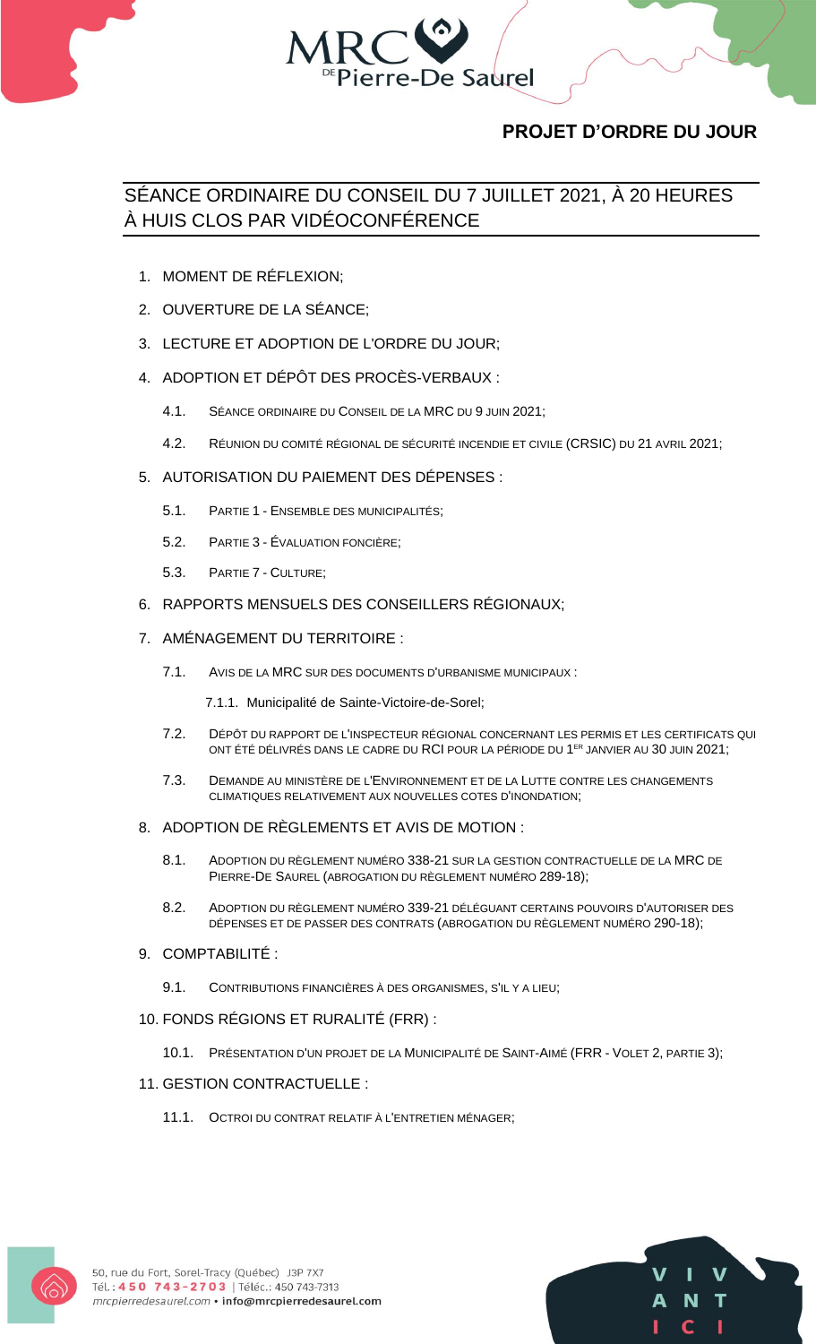## PROJET D'ORDRE DU JOUR

# SÉANCE ORDINAIRE DU CONSEIL DU 7 JUILLET 2021, À 20 HEURES À HUIS CLOS PAR VIDÉOCONFÉRENCE

1. MOMENT DE RÉFLEXION;
2. OUVERTURE DE LA SÉANCE;
3. LECTURE ET ADOPTION DE L'ORDRE DU JOUR;
4. ADOPTION ET DÉPÔT DES PROCÈS-VERBAUX :
   - 4.1. SÉANCE ORDINAIRE DU CONSEIL DE LA MRC DU 9 JUIN 2021;
   - 4.2. RÉUNION DU COMITÉ RÉGIONAL DE SÉCURITÉ INCENDIE ET CIVILE (CRSIC) DU 21 AVRIL 2021;
5. AUTORISATION DU PAIEMENT DES DÉPENSES :
   - 5.1. PARTIE 1 - ENSEMBLE DES MUNICIPALITÉS;
   - 5.2. PARTIE 3 - ÉVALUATION FONCIÈRE;
   - 5.3. PARTIE 7 - CULTURE;
6. RAPPORTS MENSUELS DES CONSEILLERS RÉGIONAUX;
7. AMÉNAGEMENT DU TERRITOIRE :
   - 7.1. AVIS DE LA MRC SUR DES DOCUMENTS D'URBANISME MUNICIPAUX :
     - 7.1.1. Municipalité de Sainte-Victoire-de-Sorel;
   - 7.2. DÉPÔT DU RAPPORT DE L'INSPECTEUR RÉGIONAL CONCERNANT LES PERMIS ET LES CERTIFICATS QUI ONT ÉTÉ DÉLIVRÉS DANS LE CADRE DU RCI POUR LA PÉRIODE DU 1ER JANVIER AU 30 JUIN 2021;
   - 7.3. DEMANDE AU MINISTÈRE DE L'ENVIRONNEMENT ET DE LA LUTTE CONTRE LES CHANGEMENTS CLIMATIQUES RELATIVEMENT AUX NOUVELLES COTES D'INONDATION;
8. ADOPTION DE RÈGLEMENTS ET AVIS DE MOTION :
   - 8.1. ADOPTION DU RÈGLEMENT NUMÉRO 338-21 SUR LA GESTION CONTRACTUELLE DE LA MRC DE PIERRE-DE SAUREL (ABROGATION DU RÈGLEMENT NUMÉRO 289-18);
   - 8.2. ADOPTION DU RÈGLEMENT NUMÉRO 339-21 DÉLÉGUANT CERTAINS POUVOIRS D'AUTORISER DES DÉPENSES ET DE PASSER DES CONTRATS (ABROGATION DU RÈGLEMENT NUMÉRO 290-18);
9. COMPTABILITÉ :
   - 9.1. CONTRIBUTIONS FINANCIÈRES À DES ORGANISMES, S'IL Y A LIEU;
10. FONDS RÉGIONS ET RURALITÉ (FRR) :
    - 10.1. PRÉSENTATION D'UN PROJET DE LA MUNICIPALITÉ DE SAINT-AIMÉ (FRR - VOLET 2, PARTIE 3);
11. GESTION CONTRACTUELLE :
    - 11.1. OCTROI DU CONTRAT RELATIF À L'ENTRETIEN MÉNAGER;

50, rue du Fort, Sorel-Tracy (Québec) J3P 7X7
Tél. : 450 743-2703 | Téléc.: 450 743-7313
mrcpierredesaurel.com • info@mrcpierredesaurel.com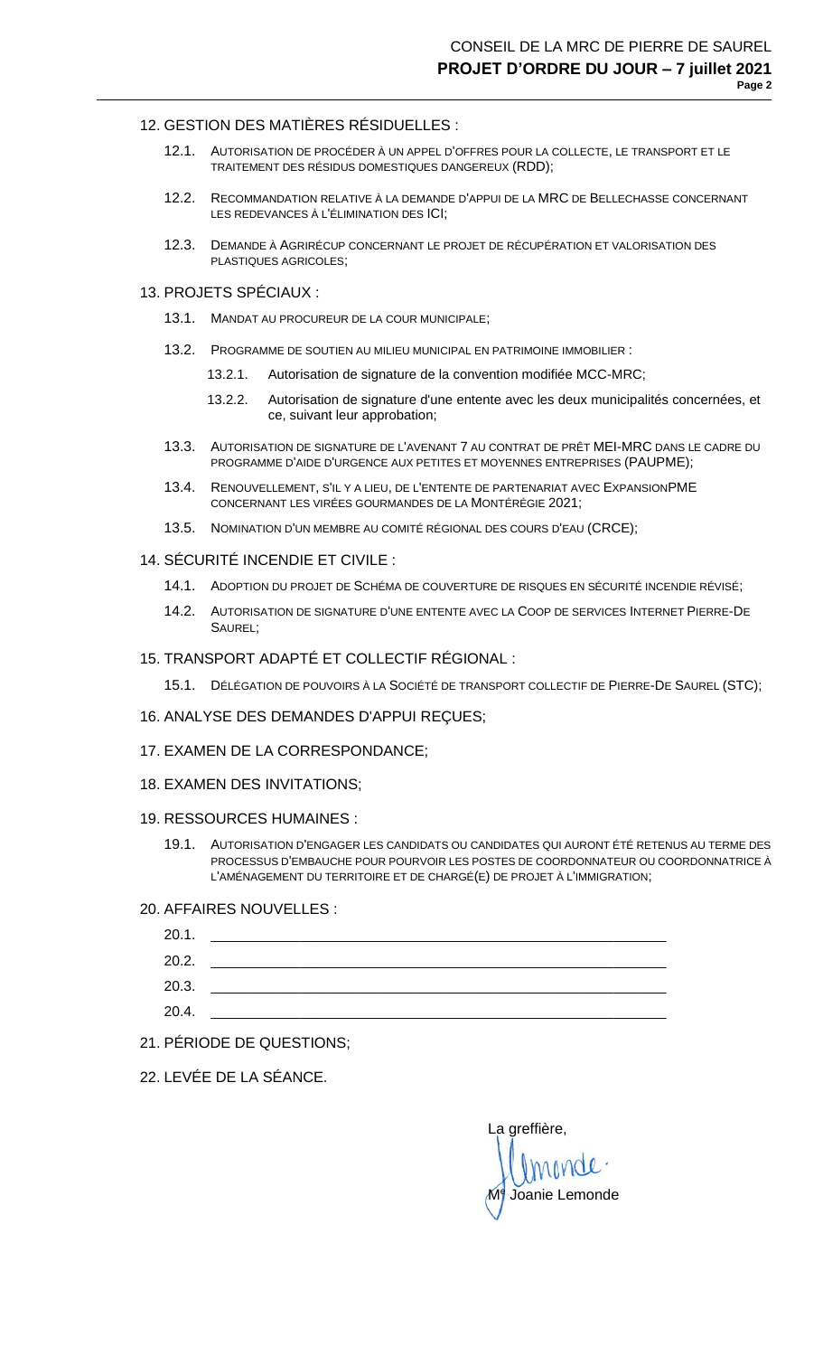12. GESTION DES MATIÈRES RÉSIDUELLES :

12.1. AUTORISATION DE PROCÉDER À UN APPEL D'OFFRES POUR LA COLLECTE, LE TRANSPORT ET LE TRAITEMENT DES RÉSIDUS DOMESTIQUES DANGEREUX (RDD);

12.2. RECOMMANDATION RELATIVE À LA DEMANDE D'APPUI DE LA MRC DE BELLECHASSE CONCERNANT LES REDEVANCES À L'ÉLIMINATION DES ICI;

12.3. DEMANDE À AGRIRÉCUP CONCERNANT LE PROJET DE RÉCUPÉRATION ET VALORISATION DES PLASTIQUES AGRICOLES;

13. PROJETS SPÉCIAUX :

13.1. MANDAT AU PROCUREUR DE LA COUR MUNICIPALE;

13.2. PROGRAMME DE SOUTIEN AU MILIEU MUNICIPAL EN PATRIMOINE IMMOBILIER :

13.2.1. Autorisation de signature de la convention modifiée MCC-MRC;

13.2.2. Autorisation de signature d'une entente avec les deux municipalités concernées, et ce, suivant leur approbation;

13.3. AUTORISATION DE SIGNATURE DE L'AVENANT 7 AU CONTRAT DE PRÊT MEI-MRC DANS LE CADRE DU PROGRAMME D'AIDE D'URGENCE AUX PETITES ET MOYENNES ENTREPRISES (PAUPME);

13.4. RENOUVELLEMENT, S'IL Y A LIEU, DE L'ENTENTE DE PARTENARIAT AVEC EXPANSIONPME CONCERNANT LES VIRÉES GOURMANDES DE LA MONTÉRÉGIE 2021;

13.5. NOMINATION D'UN MEMBRE AU COMITÉ RÉGIONAL DES COURS D'EAU (CRCE);

14. SÉCURITÉ INCENDIE ET CIVILE :

14.1. ADOPTION DU PROJET DE SCHÉMA DE COUVERTURE DE RISQUES EN SÉCURITÉ INCENDIE RÉVISÉ;

14.2. AUTORISATION DE SIGNATURE D'UNE ENTENTE AVEC LA COOP DE SERVICES INTERNET PIERRE-DE SAUREL;

15. TRANSPORT ADAPTÉ ET COLLECTIF RÉGIONAL :

15.1. DÉLÉGATION DE POUVOIRS À LA SOCIÉTÉ DE TRANSPORT COLLECTIF DE PIERRE-DE SAUREL (STC);

16. ANALYSE DES DEMANDES D'APPUI REÇUES;

17. EXAMEN DE LA CORRESPONDANCE;

18. EXAMEN DES INVITATIONS;

19. RESSOURCES HUMAINES :

19.1. AUTORISATION D'ENGAGER LES CANDIDATS OU CANDIDATES QUI AURONT ÉTÉ RETENUS AU TERME DES PROCESSUS D'EMBAUCHE POUR POURVOIR LES POSTES DE COORDONNATEUR OU COORDONNATRICE À L'AMÉNAGEMENT DU TERRITOIRE ET DE CHARGÉ(E) DE PROJET À L'IMMIGRATION;

20. AFFAIRES NOUVELLES :

20.1. ____________________________________________

20.2. ____________________________________________

20.3. ____________________________________________

20.4. ____________________________________________

21. PÉRIODE DE QUESTIONS;

22. LEVÉE DE LA SÉANCE.

La greffière,

Me Joanie Lemonde